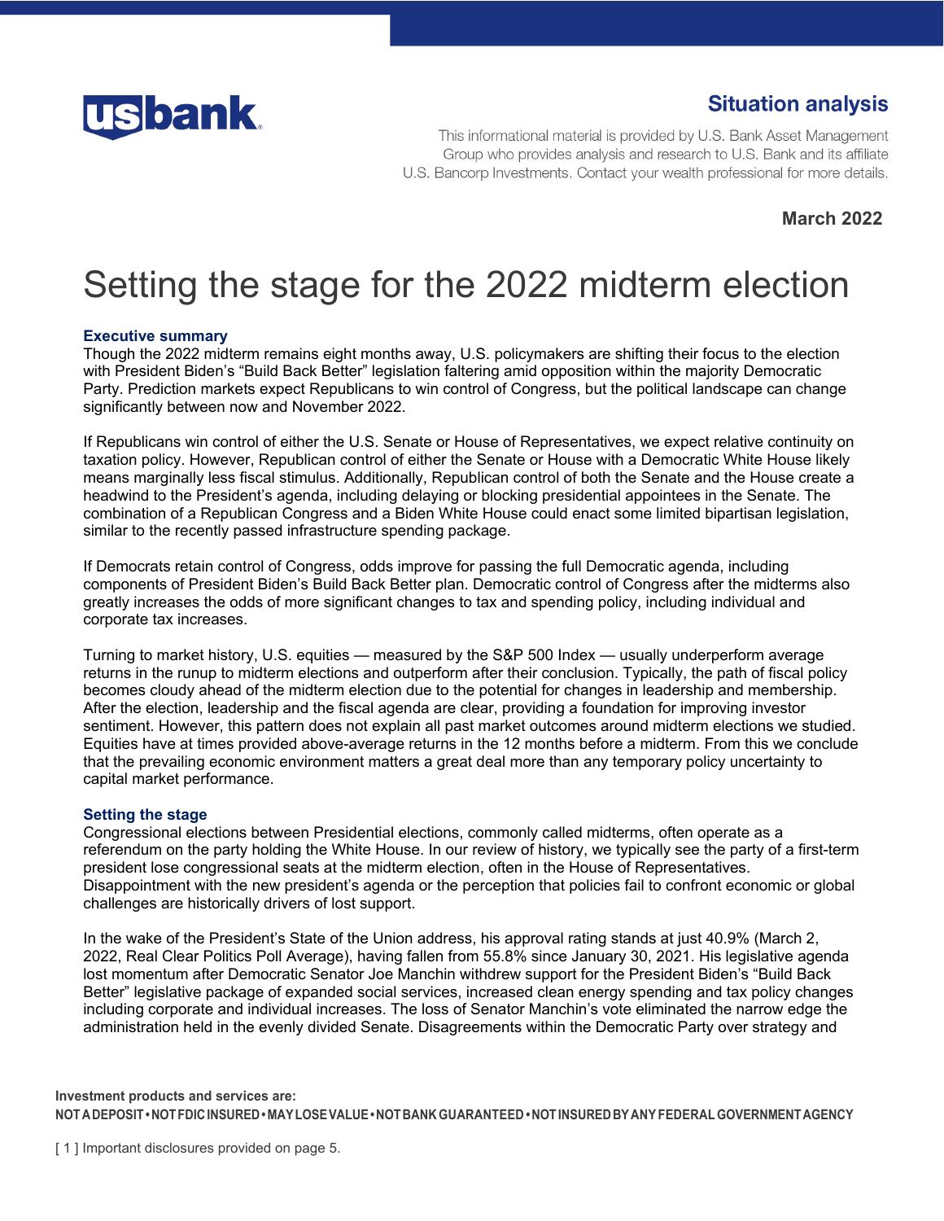**Situation analysis**

This informational material is provided by U.S. Bank Asset Management Group who provides analysis and research to U.S. Bank and its affiliate U.S. Bancorp Investments. Contact your wealth professional for more details.

**March 2022**

# Setting the stage for the 2022 midterm election

## Executive summary

Though the 2022 midterm remains eight months away, U.S. policymakers are shifting their focus to the election with President Biden's "Build Back Better" legislation faltering amid opposition within the majority Democratic Party. Prediction markets expect Republicans to win control of Congress, but the political landscape can change significantly between now and November 2022.

If Republicans win control of either the U.S. Senate or House of Representatives, we expect relative continuity on taxation policy. However, Republican control of either the Senate or House with a Democratic White House likely means marginally less fiscal stimulus. Additionally, Republican control of both the Senate and the House create a headwind to the President's agenda, including delaying or blocking presidential appointees in the Senate. The combination of a Republican Congress and a Biden White House could enact some limited bipartisan legislation, similar to the recently passed infrastructure spending package.

If Democrats retain control of Congress, odds improve for passing the full Democratic agenda, including components of President Biden's Build Back Better plan. Democratic control of Congress after the midterms also greatly increases the odds of more significant changes to tax and spending policy, including individual and corporate tax increases.

Turning to market history, U.S. equities — measured by the S&P 500 Index — usually underperform average returns in the runup to midterm elections and outperform after their conclusion. Typically, the path of fiscal policy becomes cloudy ahead of the midterm election due to the potential for changes in leadership and membership. After the election, leadership and the fiscal agenda are clear, providing a foundation for improving investor sentiment. However, this pattern does not explain all past market outcomes around midterm elections we studied. Equities have at times provided above-average returns in the 12 months before a midterm. From this we conclude that the prevailing economic environment matters a great deal more than any temporary policy uncertainty to capital market performance.

## Setting the stage

Congressional elections between Presidential elections, commonly called midterms, often operate as a referendum on the party holding the White House. In our review of history, we typically see the party of a first-term president lose congressional seats at the midterm election, often in the House of Representatives. Disappointment with the new president's agenda or the perception that policies fail to confront economic or global challenges are historically drivers of lost support.

In the wake of the President's State of the Union address, his approval rating stands at just 40.9% (March 2, 2022, Real Clear Politics Poll Average), having fallen from 55.8% since January 30, 2021. His legislative agenda lost momentum after Democratic Senator Joe Manchin withdrew support for the President Biden's "Build Back Better" legislative package of expanded social services, increased clean energy spending and tax policy changes including corporate and individual increases. The loss of Senator Manchin's vote eliminated the narrow edge the administration held in the evenly divided Senate. Disagreements within the Democratic Party over strategy and

**Investment products and services are:**

**NOT A DEPOSIT • NOT FDIC INSURED • MAY LOSE VALUE • NOT BANK GUARANTEED • NOT INSURED BY ANY FEDERAL GOVERNMENT AGENCY**

Important disclosures provided on page 5.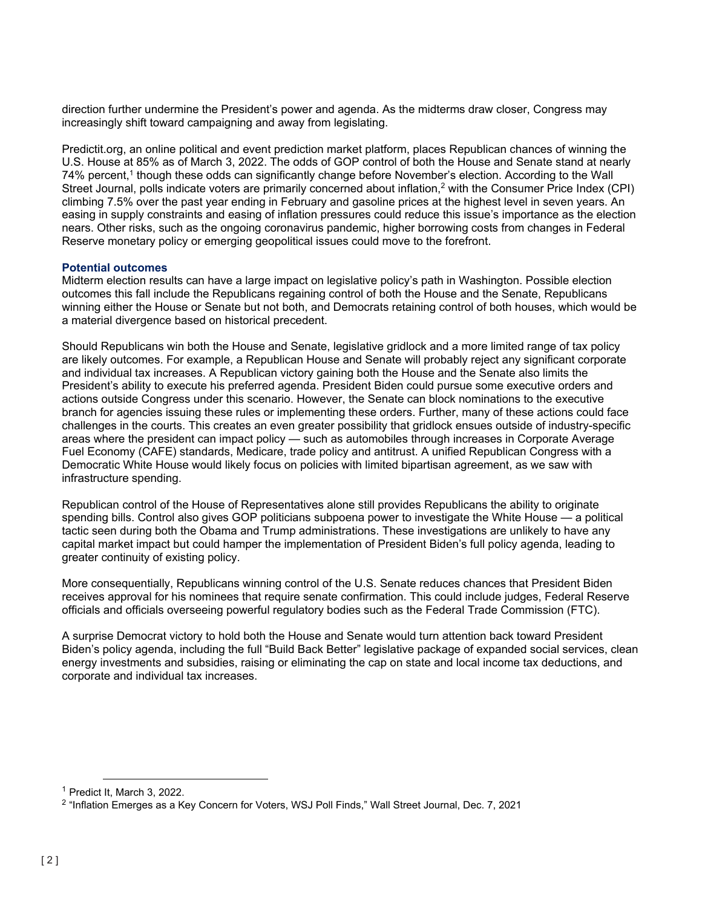direction further undermine the President's power and agenda. As the midterms draw closer, Congress may increasingly shift toward campaigning and away from legislating.

Predictit.org, an online political and event prediction market platform, places Republican chances of winning the U.S. House at 85% as of March 3, 2022. The odds of GOP control of both the House and Senate stand at nearly 74% percent,[1] though these odds can significantly change before November's election. According to the Wall Street Journal, polls indicate voters are primarily concerned about inflation,[2] with the Consumer Price Index (CPI) climbing 7.5% over the past year ending in February and gasoline prices at the highest level in seven years. An easing in supply constraints and easing of inflation pressures could reduce this issue's importance as the election nears. Other risks, such as the ongoing coronavirus pandemic, higher borrowing costs from changes in Federal Reserve monetary policy or emerging geopolitical issues could move to the forefront.

### Potential outcomes

Midterm election results can have a large impact on legislative policy's path in Washington. Possible election outcomes this fall include the Republicans regaining control of both the House and the Senate, Republicans winning either the House or Senate but not both, and Democrats retaining control of both houses, which would be a material divergence based on historical precedent.

Should Republicans win both the House and Senate, legislative gridlock and a more limited range of tax policy are likely outcomes. For example, a Republican House and Senate will probably reject any significant corporate and individual tax increases. A Republican victory gaining both the House and the Senate also limits the President's ability to execute his preferred agenda. President Biden could pursue some executive orders and actions outside Congress under this scenario. However, the Senate can block nominations to the executive branch for agencies issuing these rules or implementing these orders. Further, many of these actions could face challenges in the courts. This creates an even greater possibility that gridlock ensues outside of industry-specific areas where the president can impact policy — such as automobiles through increases in Corporate Average Fuel Economy (CAFE) standards, Medicare, trade policy and antitrust. A unified Republican Congress with a Democratic White House would likely focus on policies with limited bipartisan agreement, as we saw with infrastructure spending.

Republican control of the House of Representatives alone still provides Republicans the ability to originate spending bills. Control also gives GOP politicians subpoena power to investigate the White House — a political tactic seen during both the Obama and Trump administrations. These investigations are unlikely to have any capital market impact but could hamper the implementation of President Biden's full policy agenda, leading to greater continuity of existing policy.

More consequentially, Republicans winning control of the U.S. Senate reduces chances that President Biden receives approval for his nominees that require senate confirmation. This could include judges, Federal Reserve officials and officials overseeing powerful regulatory bodies such as the Federal Trade Commission (FTC).

A surprise Democrat victory to hold both the House and Senate would turn attention back toward President Biden's policy agenda, including the full "Build Back Better" legislative package of expanded social services, clean energy investments and subsidies, raising or eliminating the cap on state and local income tax deductions, and corporate and individual tax increases.

---

[1] Predict It, March 3, 2022.

[2] "Inflation Emerges as a Key Concern for Voters, WSJ Poll Finds," Wall Street Journal, Dec. 7, 2021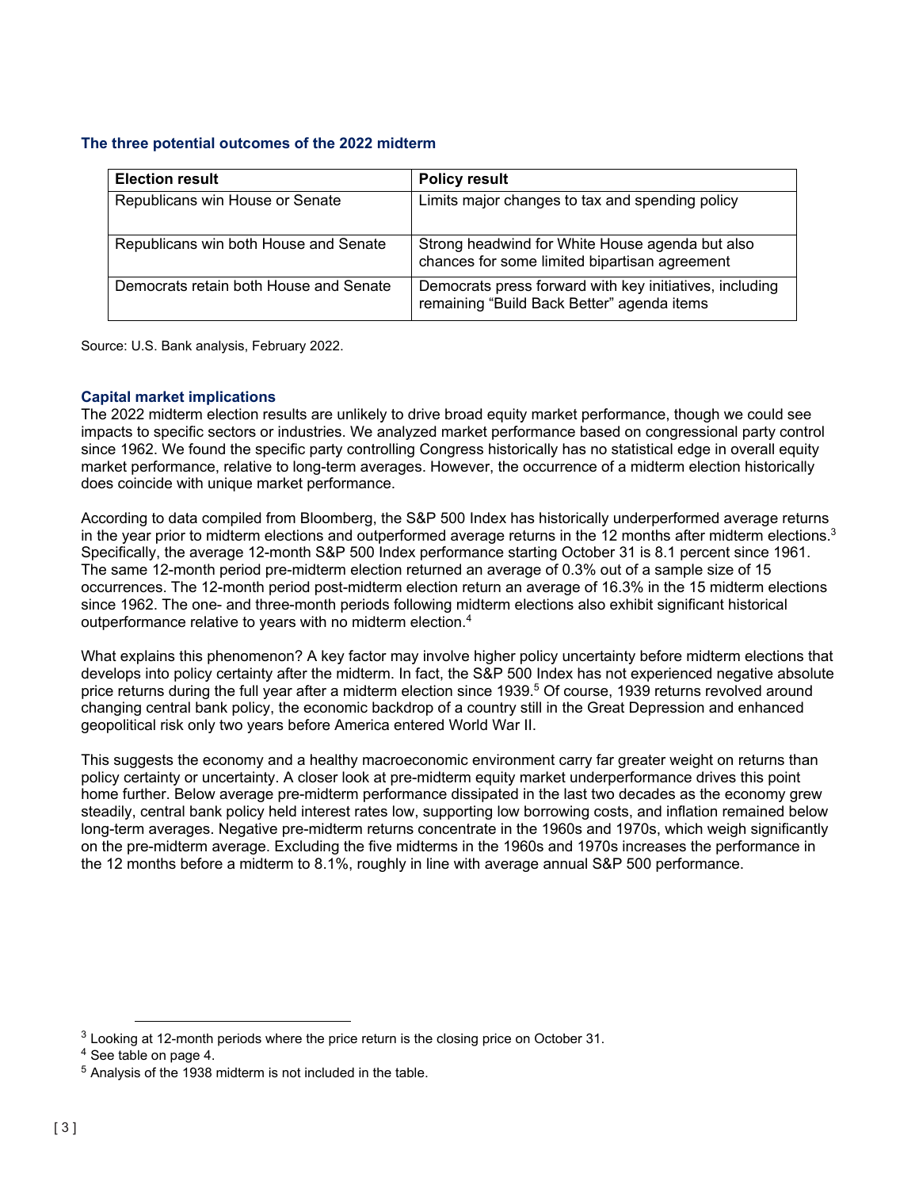### The three potential outcomes of the 2022 midterm

| Election result | Policy result |
| --- | --- |
| Republicans win House or Senate | Limits major changes to tax and spending policy |
| Republicans win both House and Senate | Strong headwind for White House agenda but also chances for some limited bipartisan agreement |
| Democrats retain both House and Senate | Democrats press forward with key initiatives, including remaining "Build Back Better" agenda items |

Source: U.S. Bank analysis, February 2022.

### Capital market implications

The 2022 midterm election results are unlikely to drive broad equity market performance, though we could see impacts to specific sectors or industries. We analyzed market performance based on congressional party control since 1962. We found the specific party controlling Congress historically has no statistical edge in overall equity market performance, relative to long-term averages. However, the occurrence of a midterm election historically does coincide with unique market performance.

According to data compiled from Bloomberg, the S&P 500 Index has historically underperformed average returns in the year prior to midterm elections and outperformed average returns in the 12 months after midterm elections.[3] Specifically, the average 12-month S&P 500 Index performance starting October 31 is 8.1 percent since 1961. The same 12-month period pre-midterm election returned an average of 0.3% out of a sample size of 15 occurrences. The 12-month period post-midterm election return an average of 16.3% in the 15 midterm elections since 1962. The one- and three-month periods following midterm elections also exhibit significant historical outperformance relative to years with no midterm election.[4]

What explains this phenomenon? A key factor may involve higher policy uncertainty before midterm elections that develops into policy certainty after the midterm. In fact, the S&P 500 Index has not experienced negative absolute price returns during the full year after a midterm election since 1939.[5] Of course, 1939 returns revolved around changing central bank policy, the economic backdrop of a country still in the Great Depression and enhanced geopolitical risk only two years before America entered World War II.

This suggests the economy and a healthy macroeconomic environment carry far greater weight on returns than policy certainty or uncertainty. A closer look at pre-midterm equity market underperformance drives this point home further. Below average pre-midterm performance dissipated in the last two decades as the economy grew steadily, central bank policy held interest rates low, supporting low borrowing costs, and inflation remained below long-term averages. Negative pre-midterm returns concentrate in the 1960s and 1970s, which weigh significantly on the pre-midterm average. Excluding the five midterms in the 1960s and 1970s increases the performance in the 12 months before a midterm to 8.1%, roughly in line with average annual S&P 500 performance.

---

[3] Looking at 12-month periods where the price return is the closing price on October 31.

[4] See table on page 4.

[5] Analysis of the 1938 midterm is not included in the table.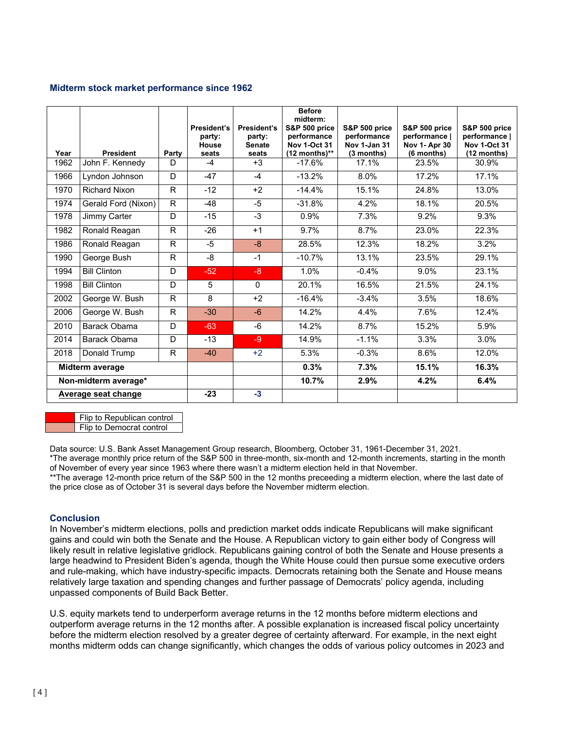### Midterm stock market performance since 1962

| Year | President | Party | President's party: House seats | President's party: Senate seats | Before midterm: S&P 500 price performance Nov 1-Oct 31 (12 months)** | S&P 500 price performance Nov 1-Jan 31 (3 months) | S&P 500 price performance \| Nov 1- Apr 30 (6 months) | S&P 500 price performance \| Nov 1-Oct 31 (12 months) |
|---|---|---|---|---|---|---|---|---|
| 1962 | John F. Kennedy | D | -4 | +3 | -17.6% | 17.1% | 23.5% | 30.9% |
| 1966 | Lyndon Johnson | D | -47 | -4 | -13.2% | 8.0% | 17.2% | 17.1% |
| 1970 | Richard Nixon | R | -12 | +2 | -14.4% | 15.1% | 24.8% | 13.0% |
| 1974 | Gerald Ford (Nixon) | R | -48 | -5 | -31.8% | 4.2% | 18.1% | 20.5% |
| 1978 | Jimmy Carter | D | -15 | -3 | 0.9% | 7.3% | 9.2% | 9.3% |
| 1982 | Ronald Reagan | R | -26 | +1 | 9.7% | 8.7% | 23.0% | 22.3% |
| 1986 | Ronald Reagan | R | -5 | -8 | 28.5% | 12.3% | 18.2% | 3.2% |
| 1990 | George Bush | R | -8 | -1 | -10.7% | 13.1% | 23.5% | 29.1% |
| 1994 | Bill Clinton | D | -52 | -8 | 1.0% | -0.4% | 9.0% | 23.1% |
| 1998 | Bill Clinton | D | 5 | 0 | 20.1% | 16.5% | 21.5% | 24.1% |
| 2002 | George W. Bush | R | 8 | +2 | -16.4% | -3.4% | 3.5% | 18.6% |
| 2006 | George W. Bush | R | -30 | -6 | 14.2% | 4.4% | 7.6% | 12.4% |
| 2010 | Barack Obama | D | -63 | -6 | 14.2% | 8.7% | 15.2% | 5.9% |
| 2014 | Barack Obama | D | -13 | -9 | 14.9% | -1.1% | 3.3% | 3.0% |
| 2018 | Donald Trump | R | -40 | +2 | 5.3% | -0.3% | 8.6% | 12.0% |
| **Midterm average** | | | | | **0.3%** | **7.3%** | **15.1%** | **16.3%** |
| **Non-midterm average*** | | | | | **10.7%** | **2.9%** | **4.2%** | **6.4%** |
| **Average seat change** | | | **-23** | **-3** | | | | |

| | |
|---|---|
| (red) | Flip to Republican control |
| (light red) | Flip to Democrat control |

Data source: U.S. Bank Asset Management Group research, Bloomberg, October 31, 1961-December 31, 2021.
*The average monthly price return of the S&P 500 in three-month, six-month and 12-month increments, starting in the month of November of every year since 1963 where there wasn't a midterm election held in that November.
**The average 12-month price return of the S&P 500 in the 12 months preceeding a midterm election, where the last date of the price close as of October 31 is several days before the November midterm election.

### Conclusion

In November's midterm elections, polls and prediction market odds indicate Republicans will make significant gains and could win both the Senate and the House. A Republican victory to gain either body of Congress will likely result in relative legislative gridlock. Republicans gaining control of both the Senate and House presents a large headwind to President Biden's agenda, though the White House could then pursue some executive orders and rule-making, which have industry-specific impacts. Democrats retaining both the Senate and House means relatively large taxation and spending changes and further passage of Democrats' policy agenda, including unpassed components of Build Back Better.

U.S. equity markets tend to underperform average returns in the 12 months before midterm elections and outperform average returns in the 12 months after. A possible explanation is increased fiscal policy uncertainty before the midterm election resolved by a greater degree of certainty afterward. For example, in the next eight months midterm odds can change significantly, which changes the odds of various policy outcomes in 2023 and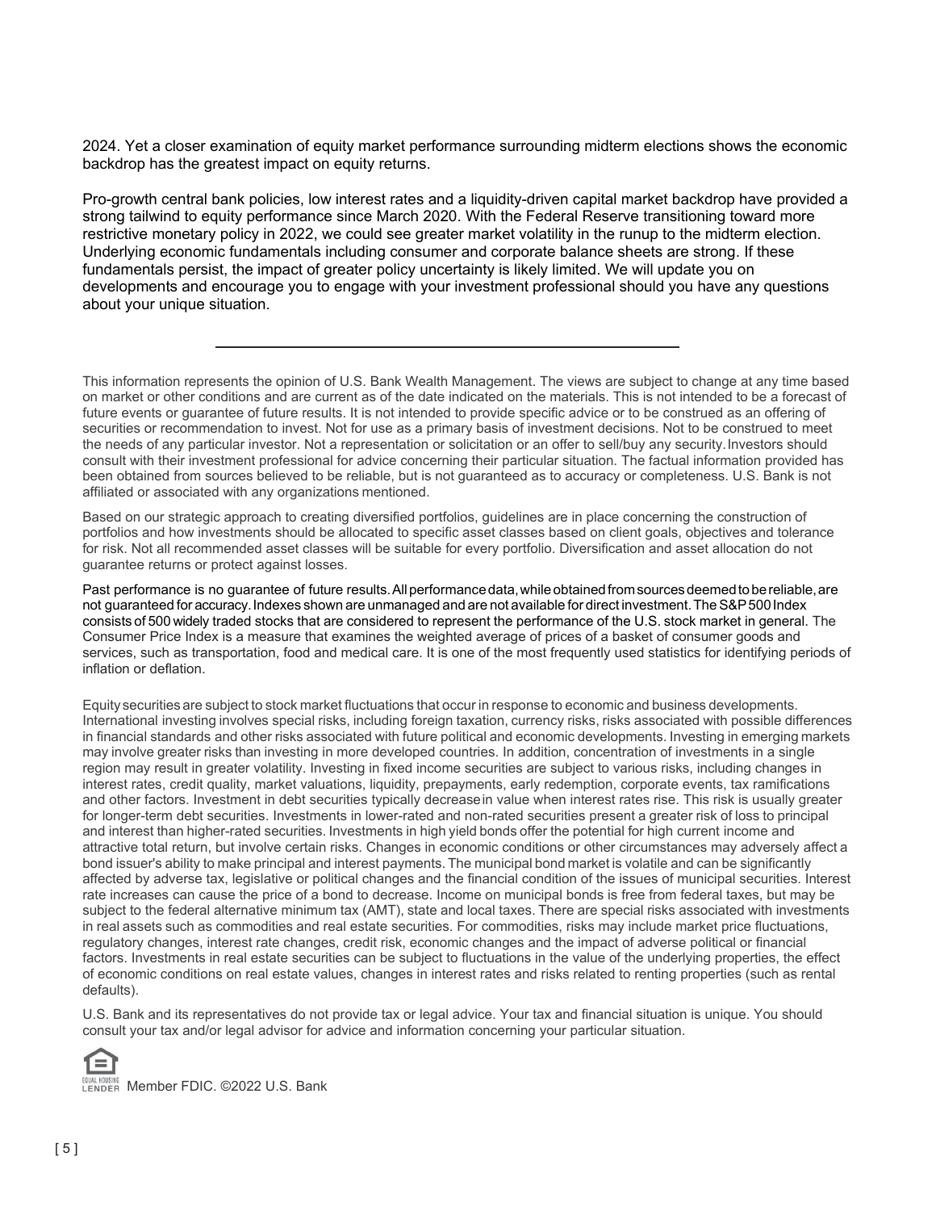2024. Yet a closer examination of equity market performance surrounding midterm elections shows the economic backdrop has the greatest impact on equity returns.

Pro-growth central bank policies, low interest rates and a liquidity-driven capital market backdrop have provided a strong tailwind to equity performance since March 2020. With the Federal Reserve transitioning toward more restrictive monetary policy in 2022, we could see greater market volatility in the runup to the midterm election. Underlying economic fundamentals including consumer and corporate balance sheets are strong. If these fundamentals persist, the impact of greater policy uncertainty is likely limited. We will update you on developments and encourage you to engage with your investment professional should you have any questions about your unique situation.

---

This information represents the opinion of U.S. Bank Wealth Management. The views are subject to change at any time based on market or other conditions and are current as of the date indicated on the materials. This is not intended to be a forecast of future events or guarantee of future results. It is not intended to provide specific advice or to be construed as an offering of securities or recommendation to invest. Not for use as a primary basis of investment decisions. Not to be construed to meet the needs of any particular investor. Not a representation or solicitation or an offer to sell/buy any security. Investors should consult with their investment professional for advice concerning their particular situation. The factual information provided has been obtained from sources believed to be reliable, but is not guaranteed as to accuracy or completeness. U.S. Bank is not affiliated or associated with any organizations mentioned.

Based on our strategic approach to creating diversified portfolios, guidelines are in place concerning the construction of portfolios and how investments should be allocated to specific asset classes based on client goals, objectives and tolerance for risk. Not all recommended asset classes will be suitable for every portfolio. Diversification and asset allocation do not guarantee returns or protect against losses.

Past performance is no guarantee of future results. All performance data, while obtained from sources deemed to be reliable, are not guaranteed for accuracy. Indexes shown are unmanaged and are not available for direct investment. The S&P 500 Index consists of 500 widely traded stocks that are considered to represent the performance of the U.S. stock market in general. The Consumer Price Index is a measure that examines the weighted average of prices of a basket of consumer goods and services, such as transportation, food and medical care. It is one of the most frequently used statistics for identifying periods of inflation or deflation.

Equity securities are subject to stock market fluctuations that occur in response to economic and business developments. International investing involves special risks, including foreign taxation, currency risks, risks associated with possible differences in financial standards and other risks associated with future political and economic developments. Investing in emerging markets may involve greater risks than investing in more developed countries. In addition, concentration of investments in a single region may result in greater volatility. Investing in fixed income securities are subject to various risks, including changes in interest rates, credit quality, market valuations, liquidity, prepayments, early redemption, corporate events, tax ramifications and other factors. Investment in debt securities typically decrease in value when interest rates rise. This risk is usually greater for longer-term debt securities. Investments in lower-rated and non-rated securities present a greater risk of loss to principal and interest than higher-rated securities. Investments in high yield bonds offer the potential for high current income and attractive total return, but involve certain risks. Changes in economic conditions or other circumstances may adversely affect a bond issuer's ability to make principal and interest payments. The municipal bond market is volatile and can be significantly affected by adverse tax, legislative or political changes and the financial condition of the issues of municipal securities. Interest rate increases can cause the price of a bond to decrease. Income on municipal bonds is free from federal taxes, but may be subject to the federal alternative minimum tax (AMT), state and local taxes. There are special risks associated with investments in real assets such as commodities and real estate securities. For commodities, risks may include market price fluctuations, regulatory changes, interest rate changes, credit risk, economic changes and the impact of adverse political or financial factors. Investments in real estate securities can be subject to fluctuations in the value of the underlying properties, the effect of economic conditions on real estate values, changes in interest rates and risks related to renting properties (such as rental defaults).

U.S. Bank and its representatives do not provide tax or legal advice. Your tax and financial situation is unique. You should consult your tax and/or legal advisor for advice and information concerning your particular situation.

EQUAL HOUSING LENDER Member FDIC. ©2022 U.S. Bank